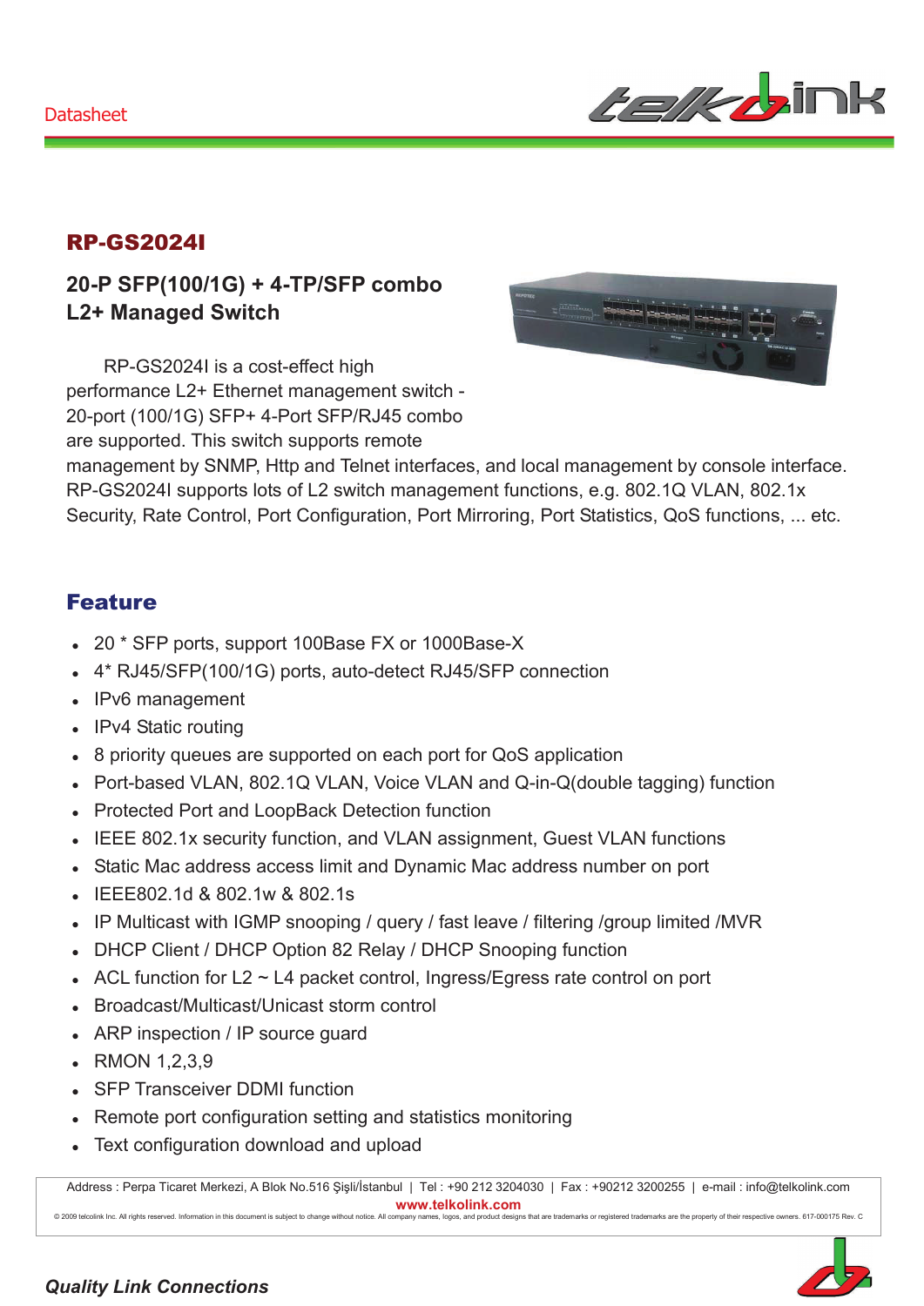Datasheet

# RP-GS2024I

## 20-P SFP(100/1G) + 4-TP/SFP combo L2+ Managed Switch

RP-GS2024I is a cost-effect high performance L2+ Ethernet management switch - 20-port (100/1G) SFP+ 4-Port SFP/RJ45 combo are supported. This switch supports remote management by SNMP, Http and Telnet interfaces, and local management by console interface. RP-GS2024I supports lots of L2 switch management functions, e.g. 802.1Q VLAN, 802.1x Security, Rate Control, Port Configuration, Port Mirroring, Port Statistics, QoS functions, ... etc.

## Feature

- 20 * SFP ports, support 100Base FX or 1000Base-X
- 4* RJ45/SFP(100/1G) ports, auto-detect RJ45/SFP connection
- IPv6 management
- IPv4 Static routing
- 8 priority queues are supported on each port for QoS application
- Port-based VLAN, 802.1Q VLAN, Voice VLAN and Q-in-Q(double tagging) function
- Protected Port and LoopBack Detection function
- IEEE 802.1x security function, and VLAN assignment, Guest VLAN functions
- Static Mac address access limit and Dynamic Mac address number on port
- IEEE802.1d & 802.1w & 802.1s
- IP Multicast with IGMP snooping / query / fast leave / filtering /group limited /MVR
- DHCP Client / DHCP Option 82 Relay / DHCP Snooping function
- ACL function for L2 ~ L4 packet control, Ingress/Egress rate control on port
- Broadcast/Multicast/Unicast storm control
- ARP inspection / IP source guard
- RMON 1,2,3,9
- SFP Transceiver DDMI function
- Remote port configuration setting and statistics monitoring
- Text configuration download and upload

Address : Perpa Ticaret Merkezi, A Blok No.516 Şişli/İstanbul | Tel : +90 212 3204030 | Fax : +90212 3200255 | e-mail : info@telkolink.com
**www.telkolink.com**
© 2009 telcolink Inc. All rights reserved. Information in this document is subject to change without notice. All company names, logos, and product designs that are trademarks or registered trademarks are the property of their respective owners. 617-000175 Rev. C

***Quality Link Connections***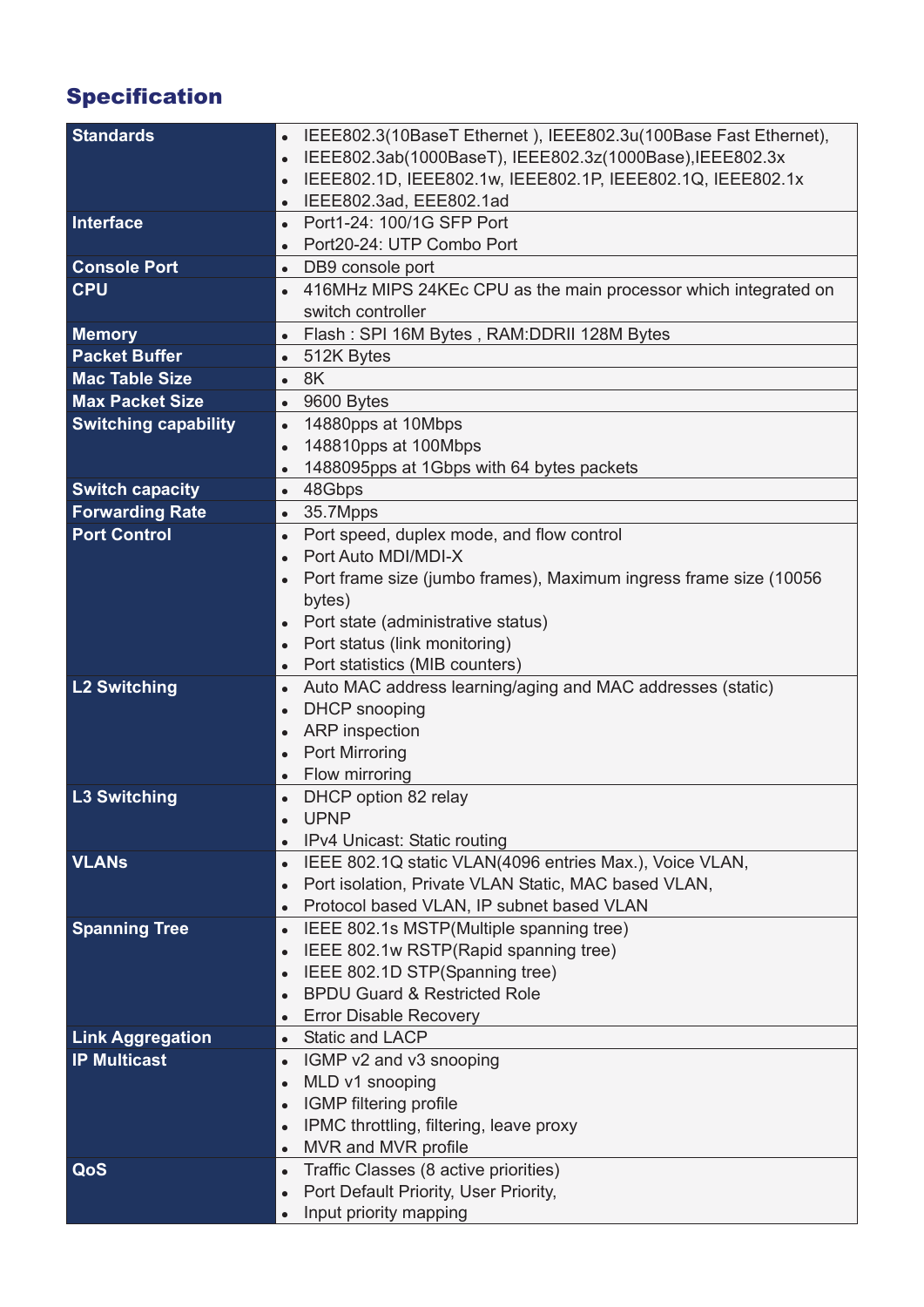## Specification

| | |
|---|---|
| **Standards** | • IEEE802.3(10BaseT Ethernet ), IEEE802.3u(100Base Fast Ethernet),<br>• IEEE802.3ab(1000BaseT), IEEE802.3z(1000Base),IEEE802.3x<br>• IEEE802.1D, IEEE802.1w, IEEE802.1P, IEEE802.1Q, IEEE802.1x<br>• IEEE802.3ad, EEE802.1ad |
| **Interface** | • Port1-24: 100/1G SFP Port<br>• Port20-24: UTP Combo Port |
| **Console Port** | • DB9 console port |
| **CPU** | • 416MHz MIPS 24KEc CPU as the main processor which integrated on switch controller |
| **Memory** | • Flash : SPI 16M Bytes , RAM:DDRII 128M Bytes |
| **Packet Buffer** | • 512K Bytes |
| **Mac Table Size** | • 8K |
| **Max Packet Size** | • 9600 Bytes |
| **Switching capability** | • 14880pps at 10Mbps<br>• 148810pps at 100Mbps<br>• 1488095pps at 1Gbps with 64 bytes packets |
| **Switch capacity** | • 48Gbps |
| **Forwarding Rate** | • 35.7Mpps |
| **Port Control** | • Port speed, duplex mode, and flow control<br>• Port Auto MDI/MDI-X<br>• Port frame size (jumbo frames), Maximum ingress frame size (10056 bytes)<br>• Port state (administrative status)<br>• Port status (link monitoring)<br>• Port statistics (MIB counters) |
| **L2 Switching** | • Auto MAC address learning/aging and MAC addresses (static)<br>• DHCP snooping<br>• ARP inspection<br>• Port Mirroring<br>• Flow mirroring |
| **L3 Switching** | • DHCP option 82 relay<br>• UPNP<br>• IPv4 Unicast: Static routing |
| **VLANs** | • IEEE 802.1Q static VLAN(4096 entries Max.), Voice VLAN,<br>• Port isolation, Private VLAN Static, MAC based VLAN,<br>• Protocol based VLAN, IP subnet based VLAN |
| **Spanning Tree** | • IEEE 802.1s MSTP(Multiple spanning tree)<br>• IEEE 802.1w RSTP(Rapid spanning tree)<br>• IEEE 802.1D STP(Spanning tree)<br>• BPDU Guard & Restricted Role<br>• Error Disable Recovery |
| **Link Aggregation** | • Static and LACP |
| **IP Multicast** | • IGMP v2 and v3 snooping<br>• MLD v1 snooping<br>• IGMP filtering profile<br>• IPMC throttling, filtering, leave proxy<br>• MVR and MVR profile |
| **QoS** | • Traffic Classes (8 active priorities)<br>• Port Default Priority, User Priority,<br>• Input priority mapping |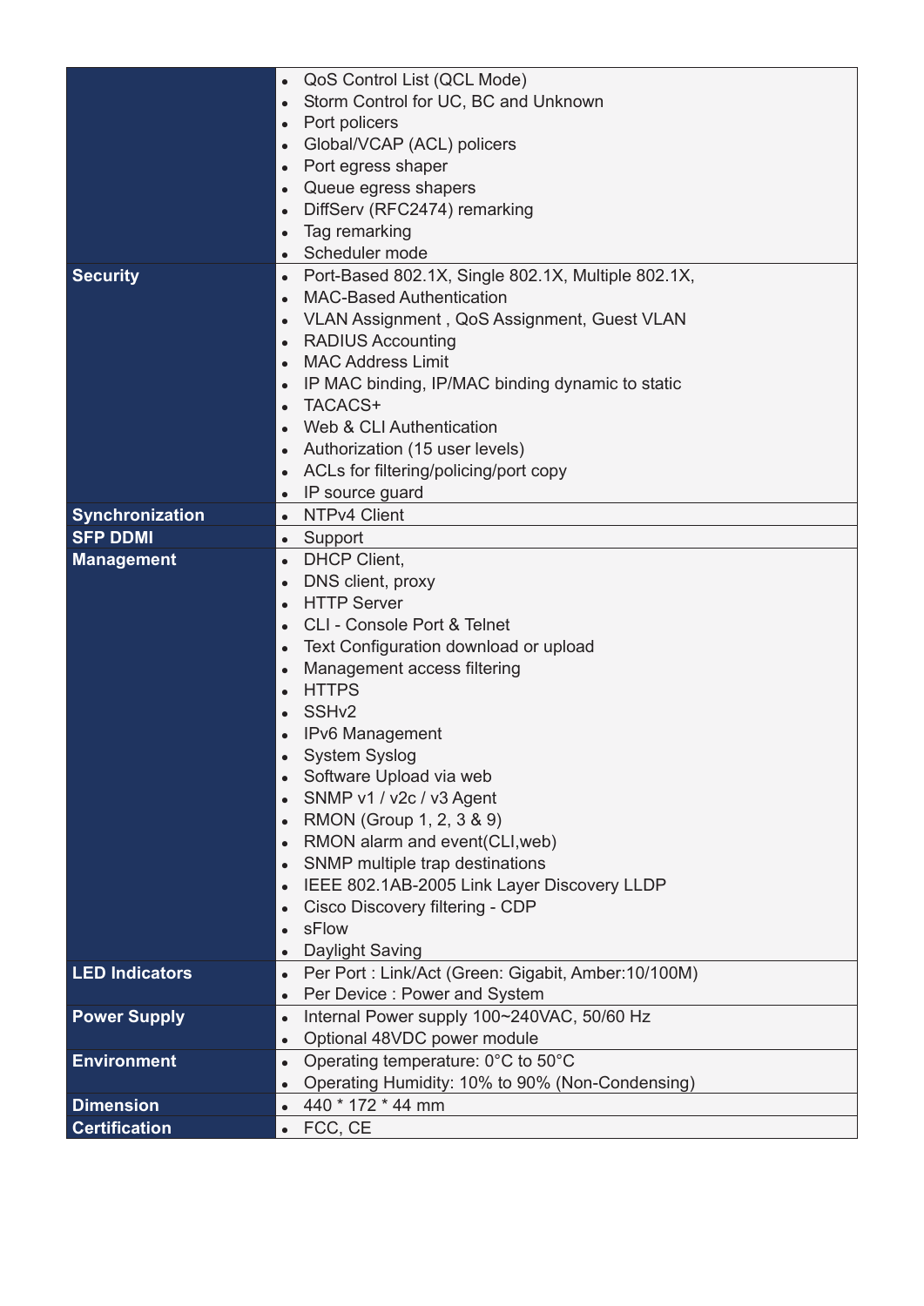| | |
|---|---|
| | • QoS Control List (QCL Mode)<br>• Storm Control for UC, BC and Unknown<br>• Port policers<br>• Global/VCAP (ACL) policers<br>• Port egress shaper<br>• Queue egress shapers<br>• DiffServ (RFC2474) remarking<br>• Tag remarking<br>• Scheduler mode |
| **Security** | • Port-Based 802.1X, Single 802.1X, Multiple 802.1X,<br>• MAC-Based Authentication<br>• VLAN Assignment , QoS Assignment, Guest VLAN<br>• RADIUS Accounting<br>• MAC Address Limit<br>• IP MAC binding, IP/MAC binding dynamic to static<br>• TACACS+<br>• Web & CLI Authentication<br>• Authorization (15 user levels)<br>• ACLs for filtering/policing/port copy<br>• IP source guard |
| **Synchronization** | • NTPv4 Client |
| **SFP DDMI** | • Support |
| **Management** | • DHCP Client,<br>• DNS client, proxy<br>• HTTP Server<br>• CLI - Console Port & Telnet<br>• Text Configuration download or upload<br>• Management access filtering<br>• HTTPS<br>• SSHv2<br>• IPv6 Management<br>• System Syslog<br>• Software Upload via web<br>• SNMP v1 / v2c / v3 Agent<br>• RMON (Group 1, 2, 3 & 9)<br>• RMON alarm and event(CLI,web)<br>• SNMP multiple trap destinations<br>• IEEE 802.1AB-2005 Link Layer Discovery LLDP<br>• Cisco Discovery filtering - CDP<br>• sFlow<br>• Daylight Saving |
| **LED Indicators** | • Per Port : Link/Act (Green: Gigabit, Amber:10/100M)<br>• Per Device : Power and System |
| **Power Supply** | • Internal Power supply 100~240VAC, 50/60 Hz<br>• Optional 48VDC power module |
| **Environment** | • Operating temperature: 0°C to 50°C<br>• Operating Humidity: 10% to 90% (Non-Condensing) |
| **Dimension** | • 440 * 172 * 44 mm |
| **Certification** | • FCC, CE |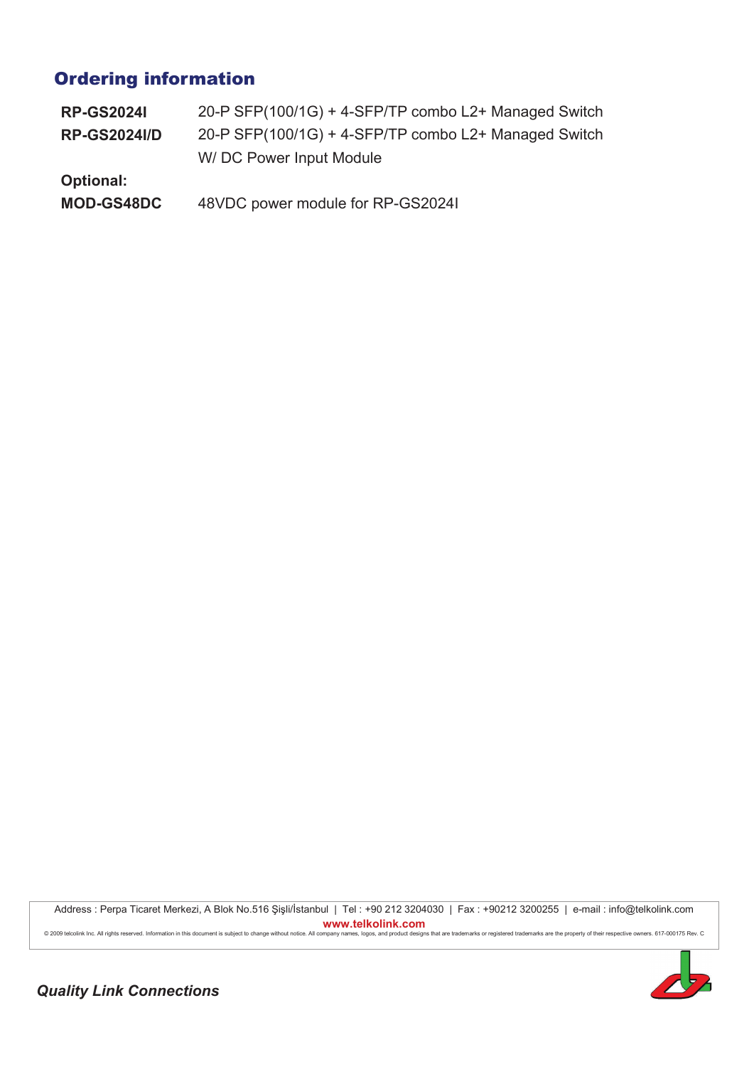## Ordering information

| | |
|---|---|
| **RP-GS2024I** | 20-P SFP(100/1G) + 4-SFP/TP combo L2+ Managed Switch |
| **RP-GS2024I/D** | 20-P SFP(100/1G) + 4-SFP/TP combo L2+ Managed Switch W/ DC Power Input Module |
| **Optional:** | |
| **MOD-GS48DC** | 48VDC power module for RP-GS2024I |

Address : Perpa Ticaret Merkezi, A Blok No.516 Şişli/İstanbul | Tel : +90 212 3204030 | Fax : +90212 3200255 | e-mail : info@telkolink.com

**www.telkolink.com**

© 2009 telcolink Inc. All rights reserved. Information in this document is subject to change without notice. All company names, logos, and product designs that are trademarks or registered trademarks are the property of their respective owners. 617-000175 Rev. C

***Quality Link Connections***